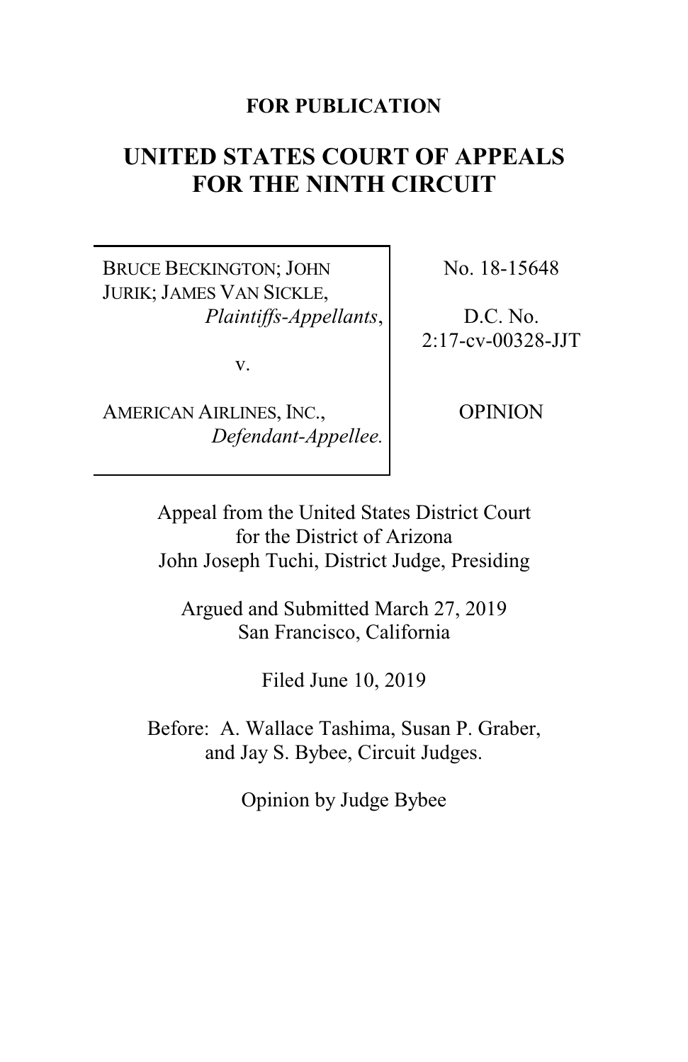**FOR PUBLICATION**

# UNITED STATES COURT OF APPEALS FOR THE NINTH CIRCUIT

| | |
|---|---|
| BRUCE BECKINGTON; JOHN JURIK; JAMES VAN SICKLE, *Plaintiffs-Appellants*, v. AMERICAN AIRLINES, INC., *Defendant-Appellee.* | No. 18-15648 D.C. No. 2:17-cv-00328-JJT OPINION |

Appeal from the United States District Court for the District of Arizona
John Joseph Tuchi, District Judge, Presiding

Argued and Submitted March 27, 2019
San Francisco, California

Filed June 10, 2019

Before: A. Wallace Tashima, Susan P. Graber, and Jay S. Bybee, Circuit Judges.

Opinion by Judge Bybee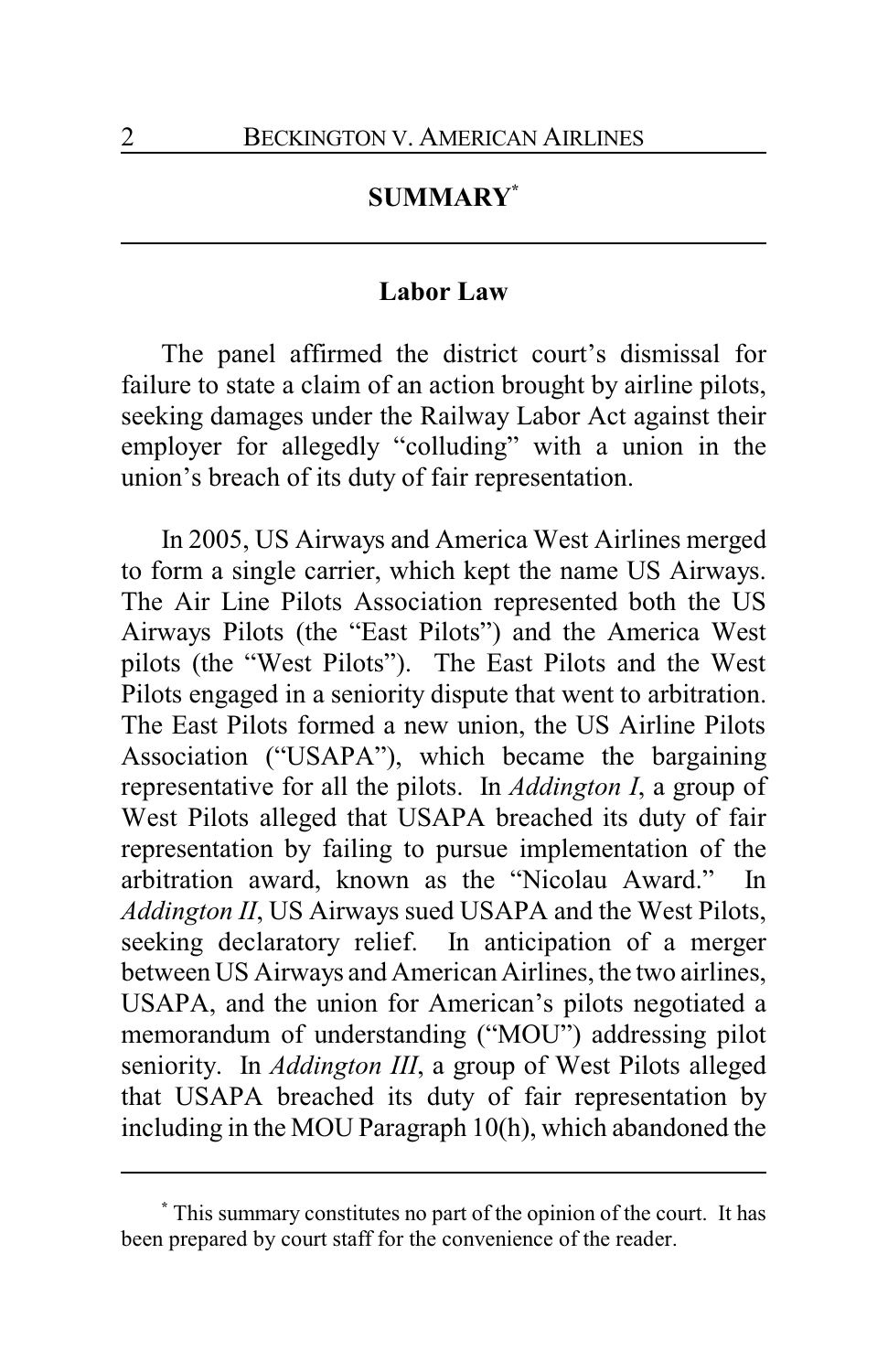## SUMMARY[*]

### Labor Law

The panel affirmed the district court's dismissal for failure to state a claim of an action brought by airline pilots, seeking damages under the Railway Labor Act against their employer for allegedly "colluding" with a union in the union's breach of its duty of fair representation.

In 2005, US Airways and America West Airlines merged to form a single carrier, which kept the name US Airways. The Air Line Pilots Association represented both the US Airways Pilots (the "East Pilots") and the America West pilots (the "West Pilots"). The East Pilots and the West Pilots engaged in a seniority dispute that went to arbitration. The East Pilots formed a new union, the US Airline Pilots Association ("USAPA"), which became the bargaining representative for all the pilots. In *Addington I*, a group of West Pilots alleged that USAPA breached its duty of fair representation by failing to pursue implementation of the arbitration award, known as the "Nicolau Award." In *Addington II*, US Airways sued USAPA and the West Pilots, seeking declaratory relief. In anticipation of a merger between US Airways and American Airlines, the two airlines, USAPA, and the union for American's pilots negotiated a memorandum of understanding ("MOU") addressing pilot seniority. In *Addington III*, a group of West Pilots alleged that USAPA breached its duty of fair representation by including in the MOU Paragraph 10(h), which abandoned the

[*] This summary constitutes no part of the opinion of the court. It has been prepared by court staff for the convenience of the reader.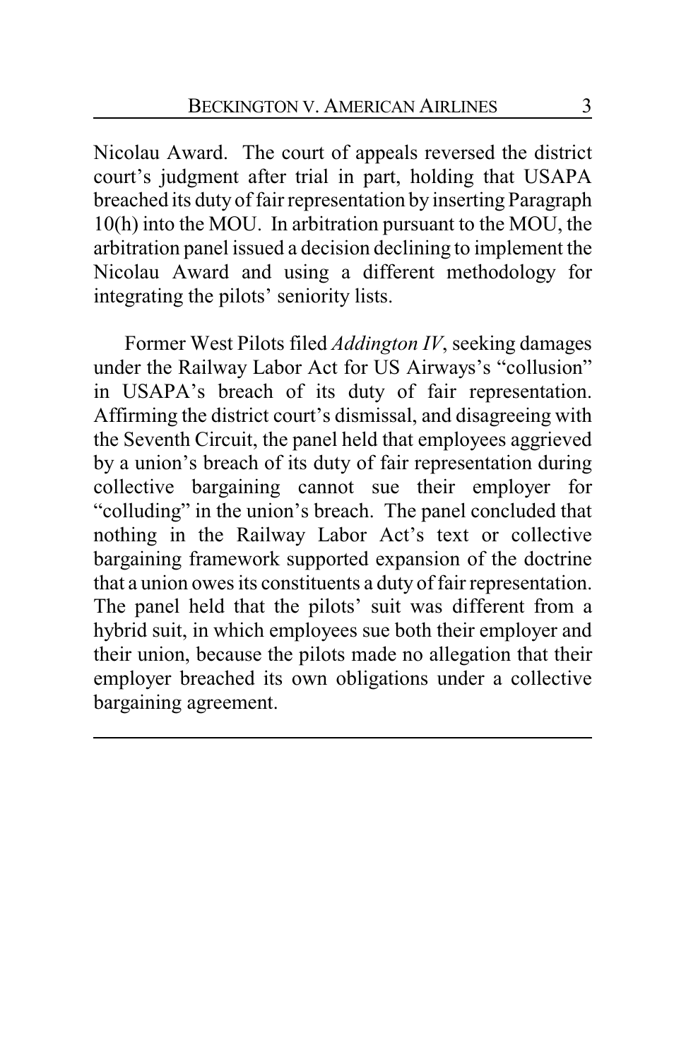Nicolau Award. The court of appeals reversed the district court's judgment after trial in part, holding that USAPA breached its duty of fair representation by inserting Paragraph 10(h) into the MOU. In arbitration pursuant to the MOU, the arbitration panel issued a decision declining to implement the Nicolau Award and using a different methodology for integrating the pilots' seniority lists.

Former West Pilots filed *Addington IV*, seeking damages under the Railway Labor Act for US Airways's "collusion" in USAPA's breach of its duty of fair representation. Affirming the district court's dismissal, and disagreeing with the Seventh Circuit, the panel held that employees aggrieved by a union's breach of its duty of fair representation during collective bargaining cannot sue their employer for "colluding" in the union's breach. The panel concluded that nothing in the Railway Labor Act's text or collective bargaining framework supported expansion of the doctrine that a union owes its constituents a duty of fair representation. The panel held that the pilots' suit was different from a hybrid suit, in which employees sue both their employer and their union, because the pilots made no allegation that their employer breached its own obligations under a collective bargaining agreement.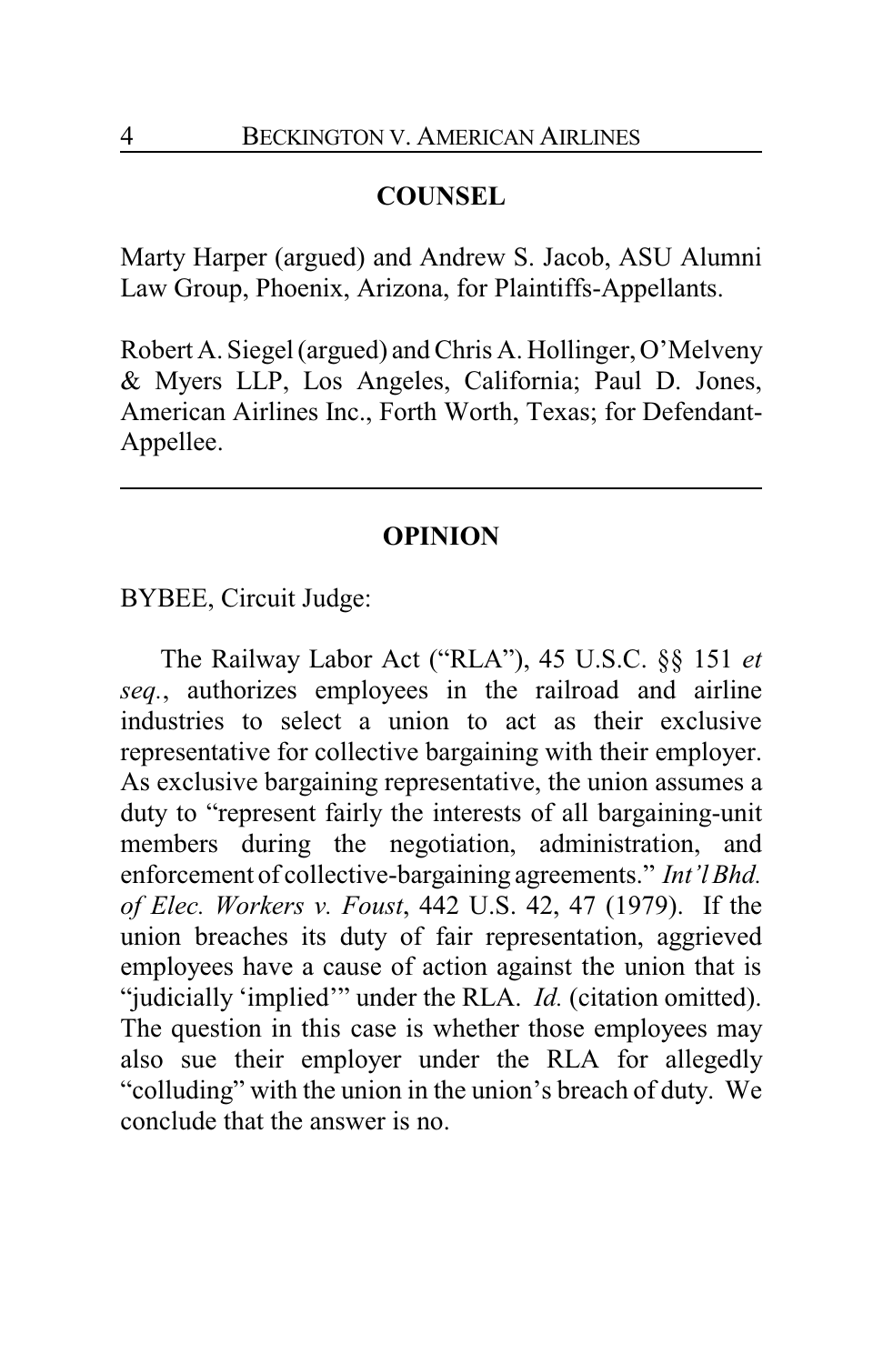## COUNSEL

Marty Harper (argued) and Andrew S. Jacob, ASU Alumni Law Group, Phoenix, Arizona, for Plaintiffs-Appellants.

Robert A. Siegel (argued) and Chris A. Hollinger, O'Melveny & Myers LLP, Los Angeles, California; Paul D. Jones, American Airlines Inc., Forth Worth, Texas; for Defendant-Appellee.

---

## OPINION

BYBEE, Circuit Judge:

The Railway Labor Act ("RLA"), 45 U.S.C. §§ 151 *et seq.*, authorizes employees in the railroad and airline industries to select a union to act as their exclusive representative for collective bargaining with their employer. As exclusive bargaining representative, the union assumes a duty to "represent fairly the interests of all bargaining-unit members during the negotiation, administration, and enforcement of collective-bargaining agreements." *Int'l Bhd. of Elec. Workers v. Foust*, 442 U.S. 42, 47 (1979). If the union breaches its duty of fair representation, aggrieved employees have a cause of action against the union that is "judicially 'implied'" under the RLA. *Id.* (citation omitted). The question in this case is whether those employees may also sue their employer under the RLA for allegedly "colluding" with the union in the union's breach of duty. We conclude that the answer is no.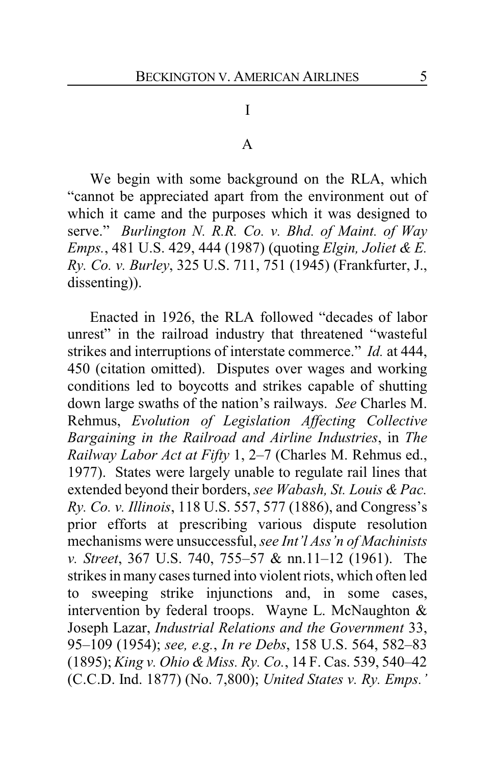# I

## A

We begin with some background on the RLA, which "cannot be appreciated apart from the environment out of which it came and the purposes which it was designed to serve." *Burlington N. R.R. Co. v. Bhd. of Maint. of Way Emps.*, 481 U.S. 429, 444 (1987) (quoting *Elgin, Joliet & E. Ry. Co. v. Burley*, 325 U.S. 711, 751 (1945) (Frankfurter, J., dissenting)).

Enacted in 1926, the RLA followed "decades of labor unrest" in the railroad industry that threatened "wasteful strikes and interruptions of interstate commerce." *Id.* at 444, 450 (citation omitted). Disputes over wages and working conditions led to boycotts and strikes capable of shutting down large swaths of the nation's railways. *See* Charles M. Rehmus, *Evolution of Legislation Affecting Collective Bargaining in the Railroad and Airline Industries*, in *The Railway Labor Act at Fifty* 1, 2–7 (Charles M. Rehmus ed., 1977). States were largely unable to regulate rail lines that extended beyond their borders, *see Wabash, St. Louis & Pac. Ry. Co. v. Illinois*, 118 U.S. 557, 577 (1886), and Congress's prior efforts at prescribing various dispute resolution mechanisms were unsuccessful, *see Int'l Ass'n of Machinists v. Street*, 367 U.S. 740, 755–57 & nn.11–12 (1961). The strikes in many cases turned into violent riots, which often led to sweeping strike injunctions and, in some cases, intervention by federal troops. Wayne L. McNaughton & Joseph Lazar, *Industrial Relations and the Government* 33, 95–109 (1954); *see, e.g.*, *In re Debs*, 158 U.S. 564, 582–83 (1895); *King v. Ohio & Miss. Ry. Co.*, 14 F. Cas. 539, 540–42 (C.C.D. Ind. 1877) (No. 7,800); *United States v. Ry. Emps.'*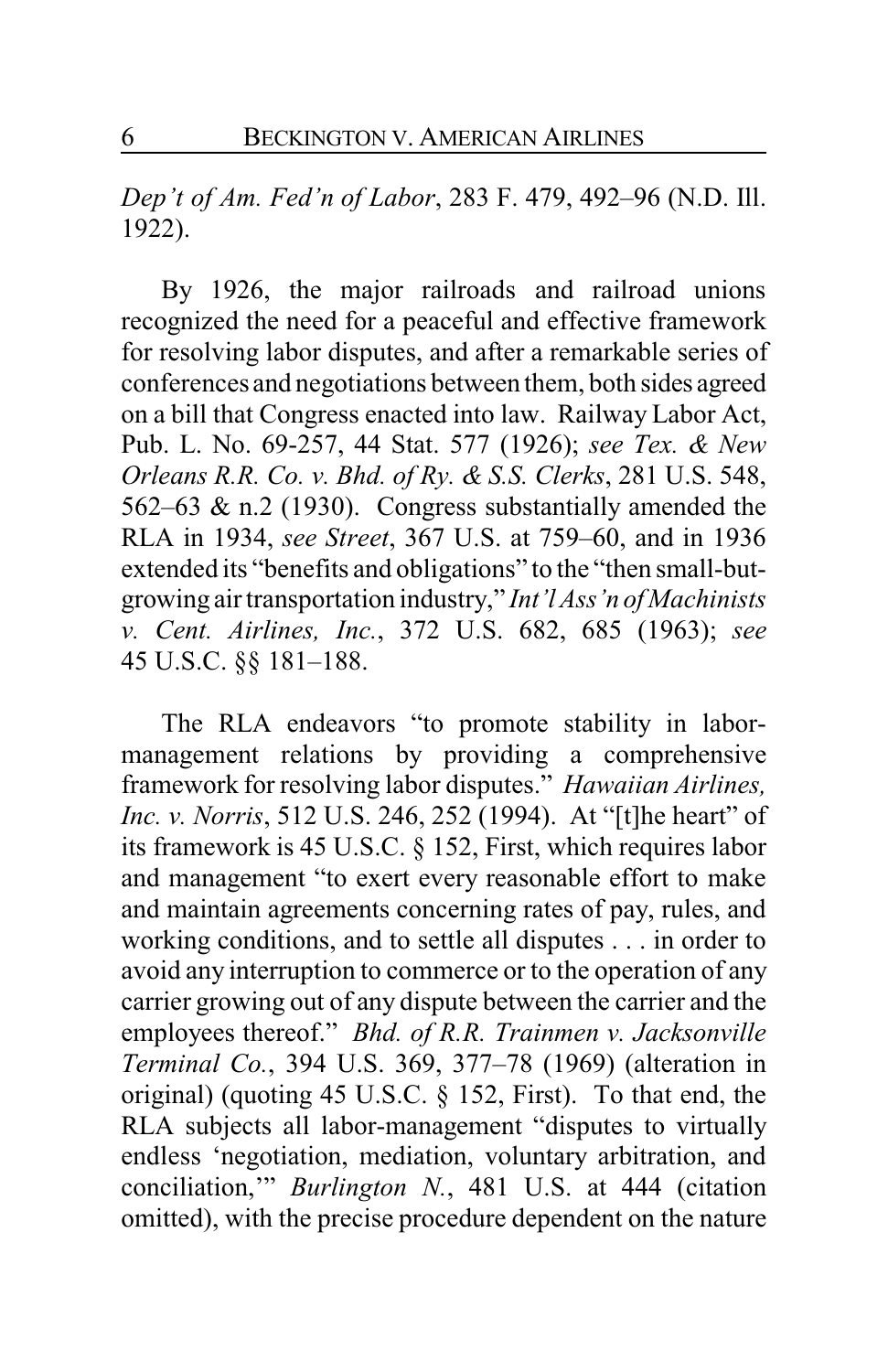*Dep't of Am. Fed'n of Labor*, 283 F. 479, 492–96 (N.D. Ill. 1922).

By 1926, the major railroads and railroad unions recognized the need for a peaceful and effective framework for resolving labor disputes, and after a remarkable series of conferences and negotiations between them, both sides agreed on a bill that Congress enacted into law. Railway Labor Act, Pub. L. No. 69-257, 44 Stat. 577 (1926); *see Tex. & New Orleans R.R. Co. v. Bhd. of Ry. & S.S. Clerks*, 281 U.S. 548, 562–63 & n.2 (1930). Congress substantially amended the RLA in 1934, *see Street*, 367 U.S. at 759–60, and in 1936 extended its "benefits and obligations" to the "then small-but-growing air transportation industry," *Int'l Ass'n of Machinists v. Cent. Airlines, Inc.*, 372 U.S. 682, 685 (1963); *see* 45 U.S.C. §§ 181–188.

The RLA endeavors "to promote stability in labor-management relations by providing a comprehensive framework for resolving labor disputes." *Hawaiian Airlines, Inc. v. Norris*, 512 U.S. 246, 252 (1994). At "[t]he heart" of its framework is 45 U.S.C. § 152, First, which requires labor and management "to exert every reasonable effort to make and maintain agreements concerning rates of pay, rules, and working conditions, and to settle all disputes . . . in order to avoid any interruption to commerce or to the operation of any carrier growing out of any dispute between the carrier and the employees thereof." *Bhd. of R.R. Trainmen v. Jacksonville Terminal Co.*, 394 U.S. 369, 377–78 (1969) (alteration in original) (quoting 45 U.S.C. § 152, First). To that end, the RLA subjects all labor-management "disputes to virtually endless 'negotiation, mediation, voluntary arbitration, and conciliation,'" *Burlington N.*, 481 U.S. at 444 (citation omitted), with the precise procedure dependent on the nature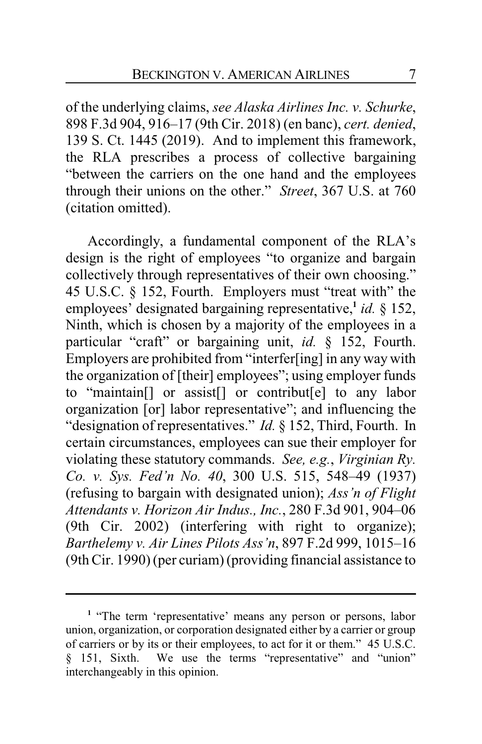of the underlying claims, *see Alaska Airlines Inc. v. Schurke*, 898 F.3d 904, 916–17 (9th Cir. 2018) (en banc), *cert. denied*, 139 S. Ct. 1445 (2019). And to implement this framework, the RLA prescribes a process of collective bargaining "between the carriers on the one hand and the employees through their unions on the other." *Street*, 367 U.S. at 760 (citation omitted).

Accordingly, a fundamental component of the RLA's design is the right of employees "to organize and bargain collectively through representatives of their own choosing." 45 U.S.C. § 152, Fourth. Employers must "treat with" the employees' designated bargaining representative,[1] *id.* § 152, Ninth, which is chosen by a majority of the employees in a particular "craft" or bargaining unit, *id.* § 152, Fourth. Employers are prohibited from "interfer[ing] in any way with the organization of [their] employees"; using employer funds to "maintain[] or assist[] or contribut[e] to any labor organization [or] labor representative"; and influencing the "designation of representatives." *Id.* § 152, Third, Fourth. In certain circumstances, employees can sue their employer for violating these statutory commands. *See, e.g.*, *Virginian Ry. Co. v. Sys. Fed'n No. 40*, 300 U.S. 515, 548–49 (1937) (refusing to bargain with designated union); *Ass'n of Flight Attendants v. Horizon Air Indus., Inc.*, 280 F.3d 901, 904–06 (9th Cir. 2002) (interfering with right to organize); *Barthelemy v. Air Lines Pilots Ass'n*, 897 F.2d 999, 1015–16 (9th Cir. 1990) (per curiam) (providing financial assistance to

---

[1] "The term 'representative' means any person or persons, labor union, organization, or corporation designated either by a carrier or group of carriers or by its or their employees, to act for it or them." 45 U.S.C. § 151, Sixth. We use the terms "representative" and "union" interchangeably in this opinion.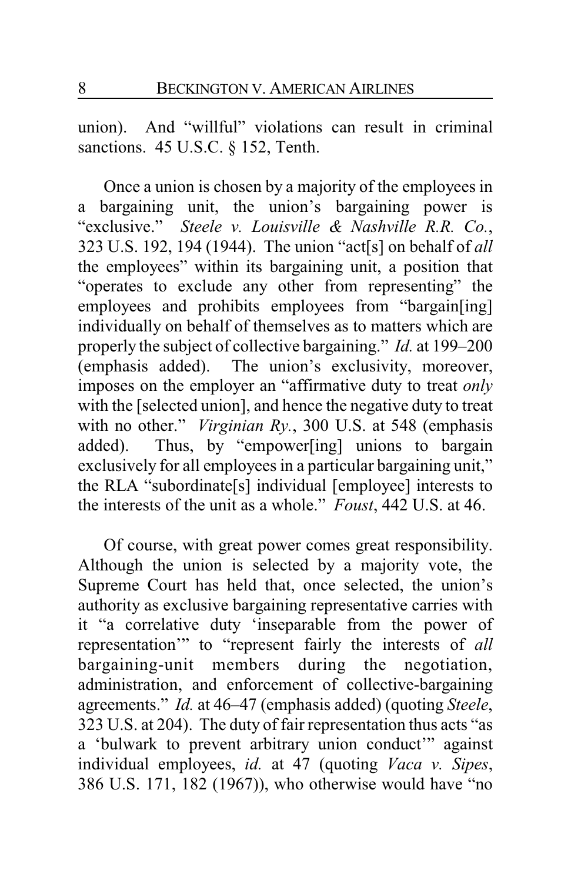union). And "willful" violations can result in criminal sanctions. 45 U.S.C. § 152, Tenth.

Once a union is chosen by a majority of the employees in a bargaining unit, the union's bargaining power is "exclusive." *Steele v. Louisville & Nashville R.R. Co.*, 323 U.S. 192, 194 (1944). The union "act[s] on behalf of *all* the employees" within its bargaining unit, a position that "operates to exclude any other from representing" the employees and prohibits employees from "bargain[ing] individually on behalf of themselves as to matters which are properly the subject of collective bargaining." *Id.* at 199–200 (emphasis added). The union's exclusivity, moreover, imposes on the employer an "affirmative duty to treat *only* with the [selected union], and hence the negative duty to treat with no other." *Virginian Ry.*, 300 U.S. at 548 (emphasis added). Thus, by "empower[ing] unions to bargain exclusively for all employees in a particular bargaining unit," the RLA "subordinate[s] individual [employee] interests to the interests of the unit as a whole." *Foust*, 442 U.S. at 46.

Of course, with great power comes great responsibility. Although the union is selected by a majority vote, the Supreme Court has held that, once selected, the union's authority as exclusive bargaining representative carries with it "a correlative duty 'inseparable from the power of representation'" to "represent fairly the interests of *all* bargaining-unit members during the negotiation, administration, and enforcement of collective-bargaining agreements." *Id.* at 46–47 (emphasis added) (quoting *Steele*, 323 U.S. at 204). The duty of fair representation thus acts "as a 'bulwark to prevent arbitrary union conduct'" against individual employees, *id.* at 47 (quoting *Vaca v. Sipes*, 386 U.S. 171, 182 (1967)), who otherwise would have "no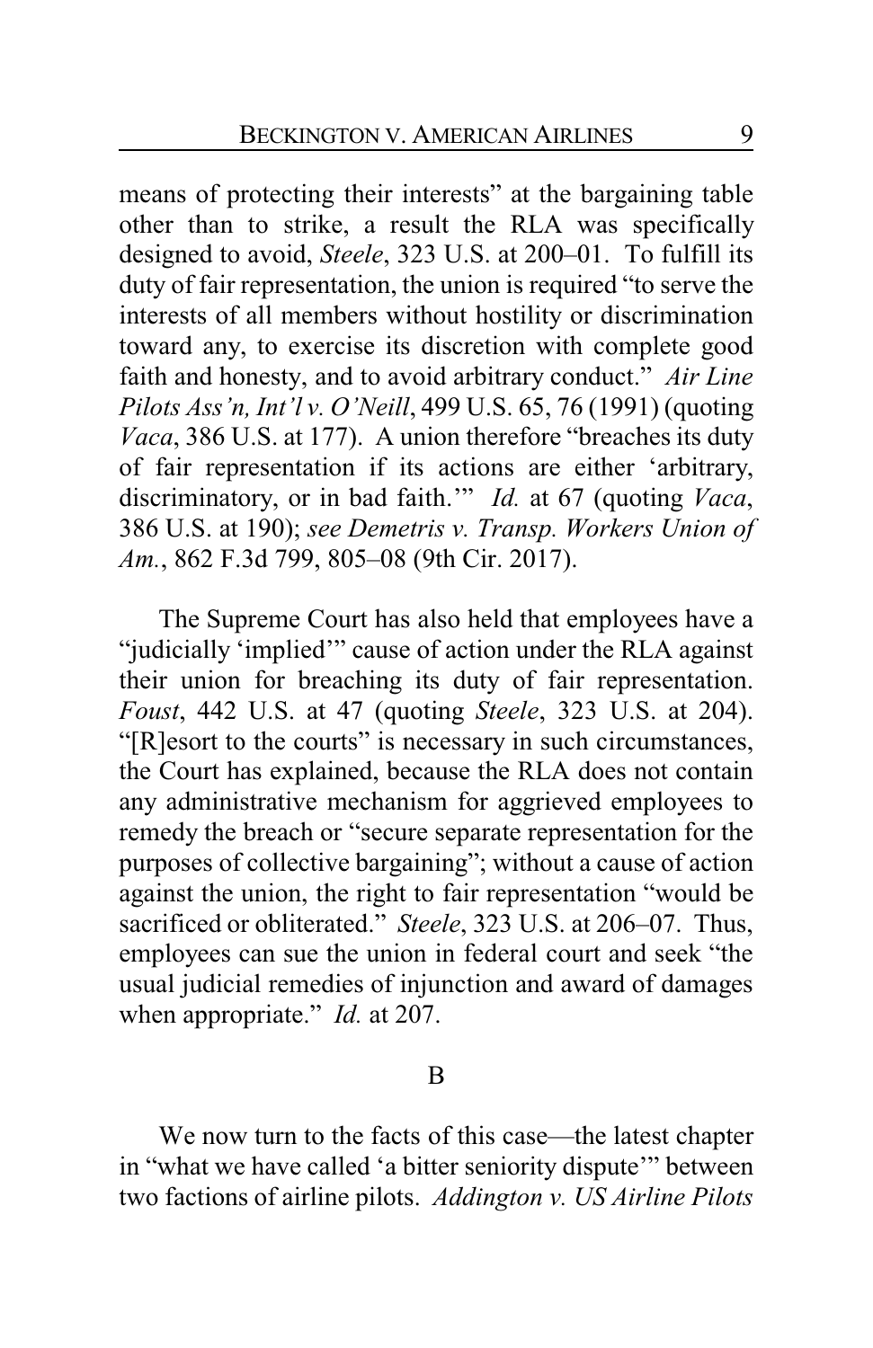means of protecting their interests" at the bargaining table other than to strike, a result the RLA was specifically designed to avoid, *Steele*, 323 U.S. at 200–01. To fulfill its duty of fair representation, the union is required "to serve the interests of all members without hostility or discrimination toward any, to exercise its discretion with complete good faith and honesty, and to avoid arbitrary conduct." *Air Line Pilots Ass'n, Int'l v. O'Neill*, 499 U.S. 65, 76 (1991) (quoting *Vaca*, 386 U.S. at 177). A union therefore "breaches its duty of fair representation if its actions are either 'arbitrary, discriminatory, or in bad faith.'" *Id.* at 67 (quoting *Vaca*, 386 U.S. at 190); *see Demetris v. Transp. Workers Union of Am.*, 862 F.3d 799, 805–08 (9th Cir. 2017).

The Supreme Court has also held that employees have a "judicially 'implied'" cause of action under the RLA against their union for breaching its duty of fair representation. *Foust*, 442 U.S. at 47 (quoting *Steele*, 323 U.S. at 204). "[R]esort to the courts" is necessary in such circumstances, the Court has explained, because the RLA does not contain any administrative mechanism for aggrieved employees to remedy the breach or "secure separate representation for the purposes of collective bargaining"; without a cause of action against the union, the right to fair representation "would be sacrificed or obliterated." *Steele*, 323 U.S. at 206–07. Thus, employees can sue the union in federal court and seek "the usual judicial remedies of injunction and award of damages when appropriate." *Id.* at 207.

## B

We now turn to the facts of this case—the latest chapter in "what we have called 'a bitter seniority dispute'" between two factions of airline pilots. *Addington v. US Airline Pilots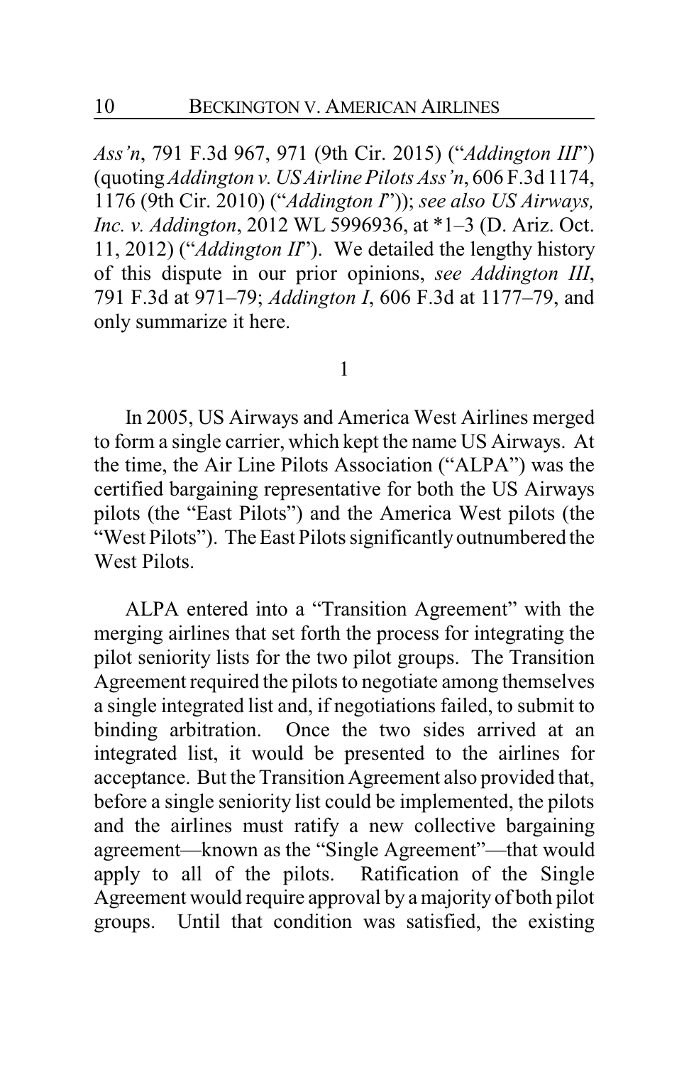*Ass'n*, 791 F.3d 967, 971 (9th Cir. 2015) ("*Addington III*") (quoting *Addington v. US Airline Pilots Ass'n*, 606 F.3d 1174, 1176 (9th Cir. 2010) ("*Addington I*")); *see also US Airways, Inc. v. Addington*, 2012 WL 5996936, at *1–3 (D. Ariz. Oct. 11, 2012) ("*Addington II*"). We detailed the lengthy history of this dispute in our prior opinions, *see Addington III*, 791 F.3d at 971–79; *Addington I*, 606 F.3d at 1177–79, and only summarize it here.

1

In 2005, US Airways and America West Airlines merged to form a single carrier, which kept the name US Airways. At the time, the Air Line Pilots Association ("ALPA") was the certified bargaining representative for both the US Airways pilots (the "East Pilots") and the America West pilots (the "West Pilots"). The East Pilots significantly outnumbered the West Pilots.

ALPA entered into a "Transition Agreement" with the merging airlines that set forth the process for integrating the pilot seniority lists for the two pilot groups. The Transition Agreement required the pilots to negotiate among themselves a single integrated list and, if negotiations failed, to submit to binding arbitration. Once the two sides arrived at an integrated list, it would be presented to the airlines for acceptance. But the Transition Agreement also provided that, before a single seniority list could be implemented, the pilots and the airlines must ratify a new collective bargaining agreement—known as the "Single Agreement"—that would apply to all of the pilots. Ratification of the Single Agreement would require approval by a majority of both pilot groups. Until that condition was satisfied, the existing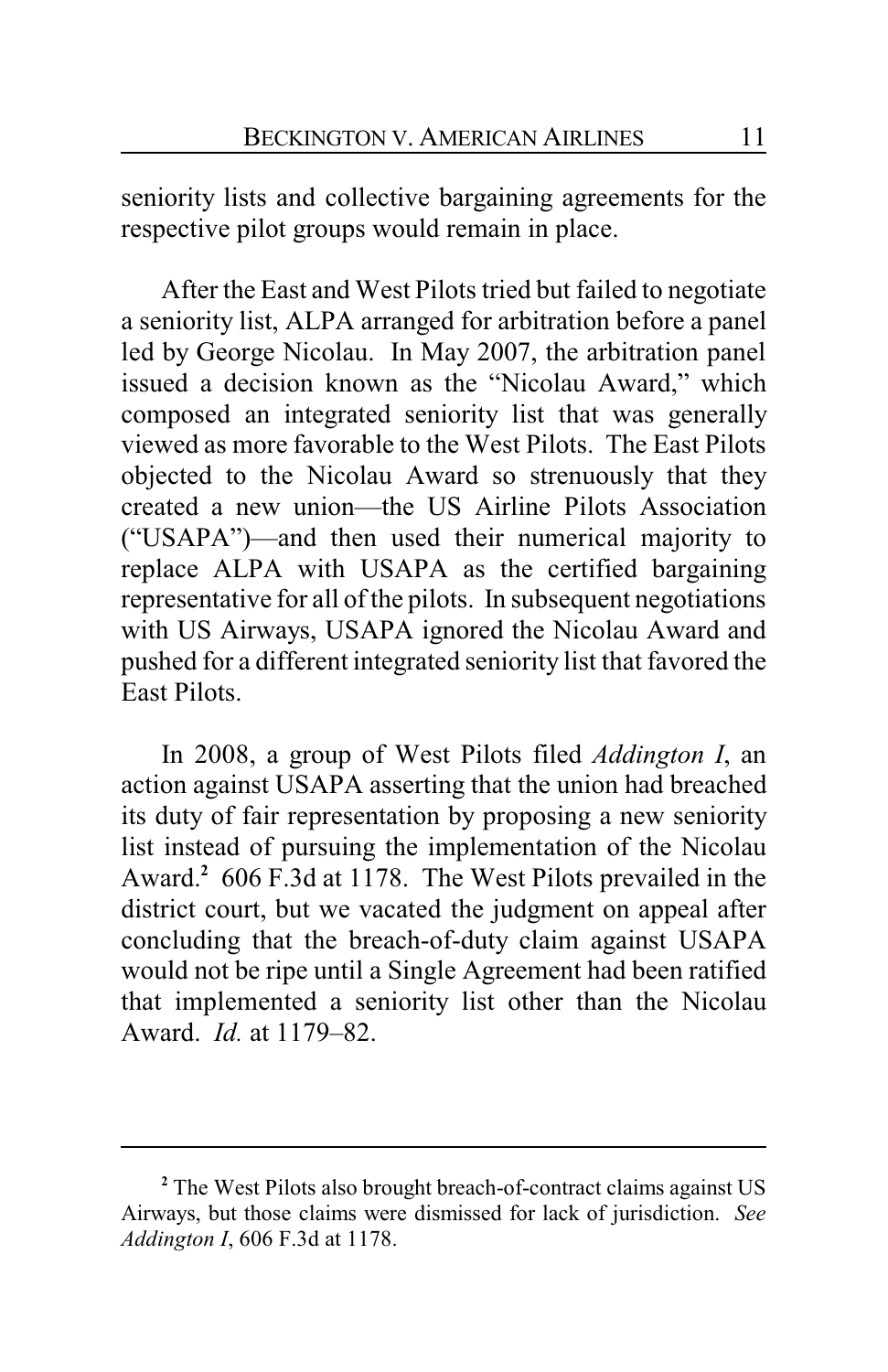seniority lists and collective bargaining agreements for the respective pilot groups would remain in place.

After the East and West Pilots tried but failed to negotiate a seniority list, ALPA arranged for arbitration before a panel led by George Nicolau. In May 2007, the arbitration panel issued a decision known as the "Nicolau Award," which composed an integrated seniority list that was generally viewed as more favorable to the West Pilots. The East Pilots objected to the Nicolau Award so strenuously that they created a new union—the US Airline Pilots Association ("USAPA")—and then used their numerical majority to replace ALPA with USAPA as the certified bargaining representative for all of the pilots. In subsequent negotiations with US Airways, USAPA ignored the Nicolau Award and pushed for a different integrated seniority list that favored the East Pilots.

In 2008, a group of West Pilots filed *Addington I*, an action against USAPA asserting that the union had breached its duty of fair representation by proposing a new seniority list instead of pursuing the implementation of the Nicolau Award.[2] 606 F.3d at 1178. The West Pilots prevailed in the district court, but we vacated the judgment on appeal after concluding that the breach-of-duty claim against USAPA would not be ripe until a Single Agreement had been ratified that implemented a seniority list other than the Nicolau Award. *Id.* at 1179–82.

---

[2] The West Pilots also brought breach-of-contract claims against US Airways, but those claims were dismissed for lack of jurisdiction. *See Addington I*, 606 F.3d at 1178.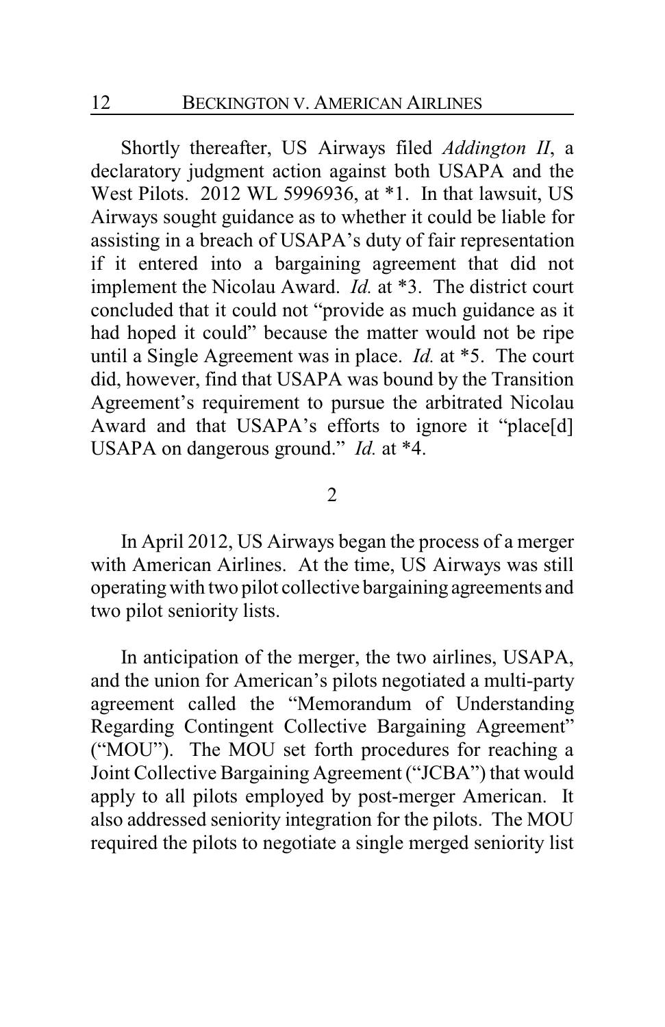Shortly thereafter, US Airways filed *Addington II*, a declaratory judgment action against both USAPA and the West Pilots. 2012 WL 5996936, at *1. In that lawsuit, US Airways sought guidance as to whether it could be liable for assisting in a breach of USAPA's duty of fair representation if it entered into a bargaining agreement that did not implement the Nicolau Award. *Id.* at *3. The district court concluded that it could not "provide as much guidance as it had hoped it could" because the matter would not be ripe until a Single Agreement was in place. *Id.* at *5. The court did, however, find that USAPA was bound by the Transition Agreement's requirement to pursue the arbitrated Nicolau Award and that USAPA's efforts to ignore it "place[d] USAPA on dangerous ground." *Id.* at *4.

2

In April 2012, US Airways began the process of a merger with American Airlines. At the time, US Airways was still operating with two pilot collective bargaining agreements and two pilot seniority lists.

In anticipation of the merger, the two airlines, USAPA, and the union for American's pilots negotiated a multi-party agreement called the "Memorandum of Understanding Regarding Contingent Collective Bargaining Agreement" ("MOU"). The MOU set forth procedures for reaching a Joint Collective Bargaining Agreement ("JCBA") that would apply to all pilots employed by post-merger American. It also addressed seniority integration for the pilots. The MOU required the pilots to negotiate a single merged seniority list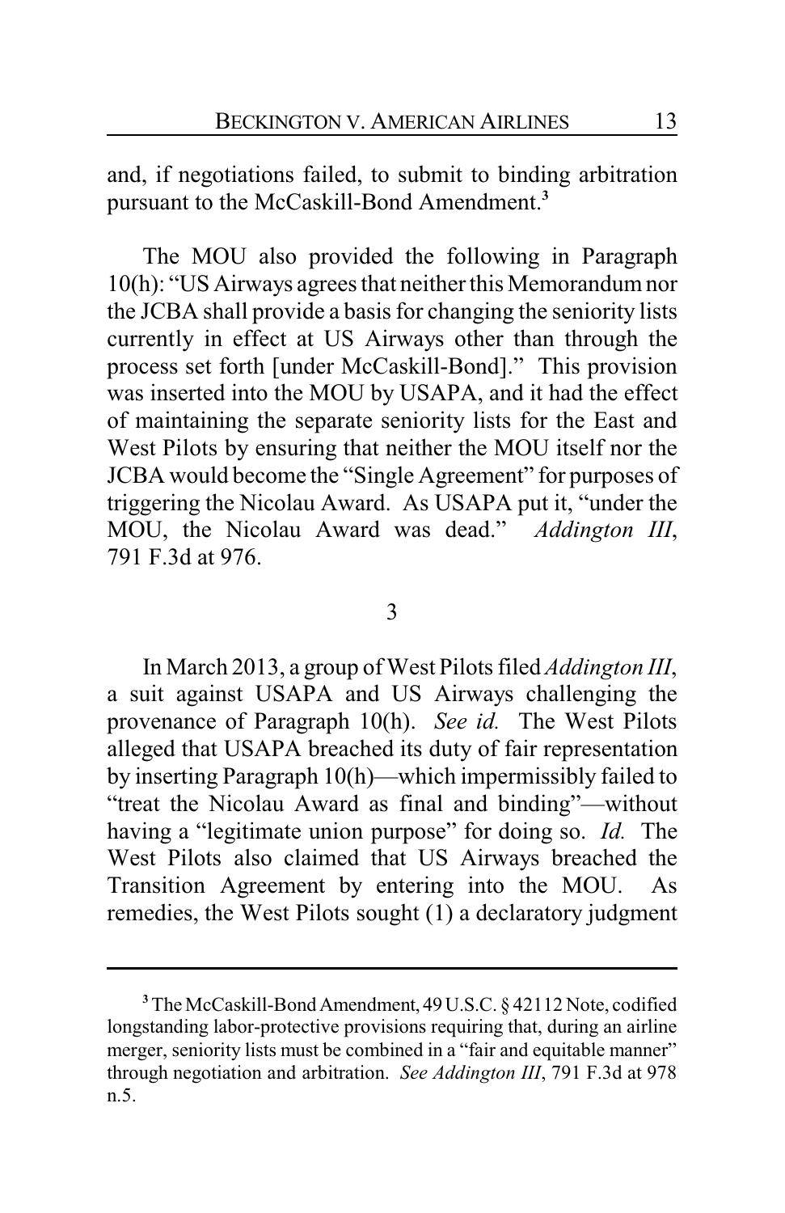and, if negotiations failed, to submit to binding arbitration pursuant to the McCaskill-Bond Amendment.[3]

The MOU also provided the following in Paragraph 10(h): "US Airways agrees that neither this Memorandum nor the JCBA shall provide a basis for changing the seniority lists currently in effect at US Airways other than through the process set forth [under McCaskill-Bond]." This provision was inserted into the MOU by USAPA, and it had the effect of maintaining the separate seniority lists for the East and West Pilots by ensuring that neither the MOU itself nor the JCBA would become the "Single Agreement" for purposes of triggering the Nicolau Award. As USAPA put it, "under the MOU, the Nicolau Award was dead." *Addington III*, 791 F.3d at 976.

3

In March 2013, a group of West Pilots filed *Addington III*, a suit against USAPA and US Airways challenging the provenance of Paragraph 10(h). *See id.* The West Pilots alleged that USAPA breached its duty of fair representation by inserting Paragraph 10(h)—which impermissibly failed to "treat the Nicolau Award as final and binding"—without having a "legitimate union purpose" for doing so. *Id.* The West Pilots also claimed that US Airways breached the Transition Agreement by entering into the MOU. As remedies, the West Pilots sought (1) a declaratory judgment

---

[3] The McCaskill-Bond Amendment, 49 U.S.C. § 42112 Note, codified longstanding labor-protective provisions requiring that, during an airline merger, seniority lists must be combined in a "fair and equitable manner" through negotiation and arbitration. *See Addington III*, 791 F.3d at 978 n.5.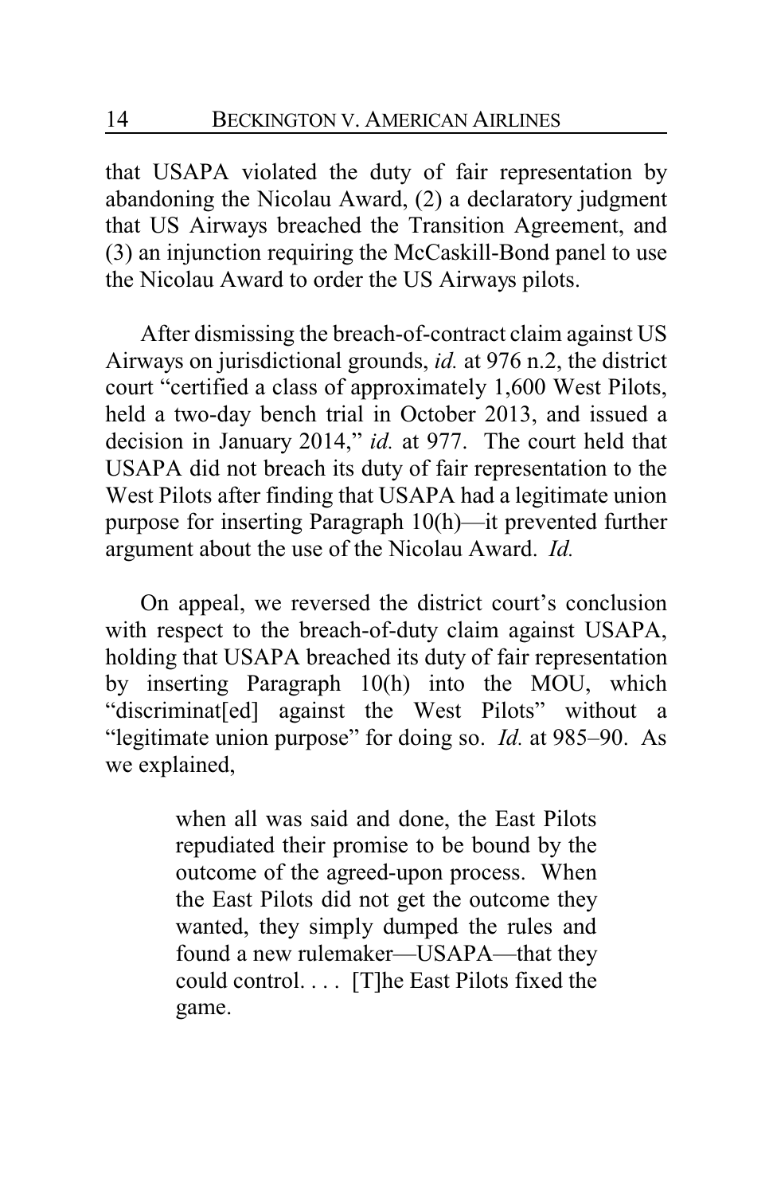that USAPA violated the duty of fair representation by abandoning the Nicolau Award, (2) a declaratory judgment that US Airways breached the Transition Agreement, and (3) an injunction requiring the McCaskill-Bond panel to use the Nicolau Award to order the US Airways pilots.

After dismissing the breach-of-contract claim against US Airways on jurisdictional grounds, *id.* at 976 n.2, the district court "certified a class of approximately 1,600 West Pilots, held a two-day bench trial in October 2013, and issued a decision in January 2014," *id.* at 977. The court held that USAPA did not breach its duty of fair representation to the West Pilots after finding that USAPA had a legitimate union purpose for inserting Paragraph 10(h)—it prevented further argument about the use of the Nicolau Award. *Id.*

On appeal, we reversed the district court's conclusion with respect to the breach-of-duty claim against USAPA, holding that USAPA breached its duty of fair representation by inserting Paragraph 10(h) into the MOU, which "discriminat[ed] against the West Pilots" without a "legitimate union purpose" for doing so. *Id.* at 985–90. As we explained,

> when all was said and done, the East Pilots repudiated their promise to be bound by the outcome of the agreed-upon process. When the East Pilots did not get the outcome they wanted, they simply dumped the rules and found a new rulemaker—USAPA—that they could control. . . . [T]he East Pilots fixed the game.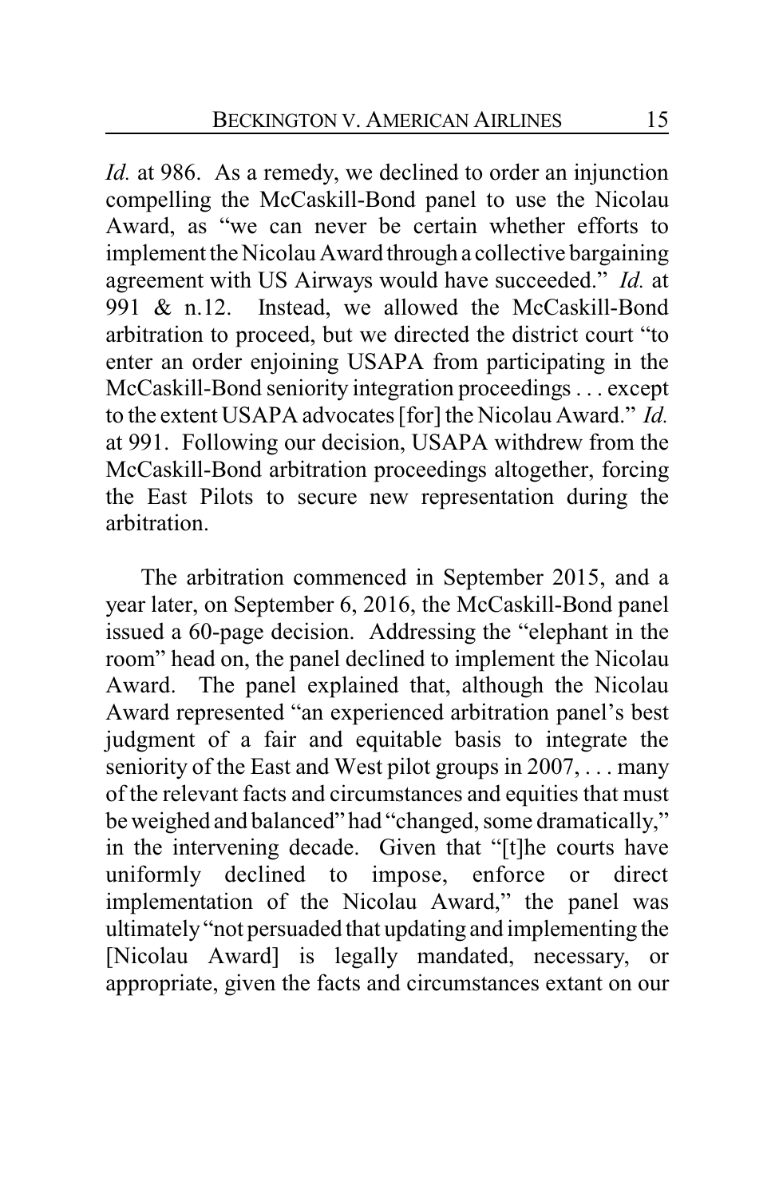*Id.* at 986. As a remedy, we declined to order an injunction compelling the McCaskill-Bond panel to use the Nicolau Award, as "we can never be certain whether efforts to implement the Nicolau Award through a collective bargaining agreement with US Airways would have succeeded." *Id.* at 991 & n.12. Instead, we allowed the McCaskill-Bond arbitration to proceed, but we directed the district court "to enter an order enjoining USAPA from participating in the McCaskill-Bond seniority integration proceedings . . . except to the extent USAPA advocates [for] the Nicolau Award." *Id.* at 991. Following our decision, USAPA withdrew from the McCaskill-Bond arbitration proceedings altogether, forcing the East Pilots to secure new representation during the arbitration.

The arbitration commenced in September 2015, and a year later, on September 6, 2016, the McCaskill-Bond panel issued a 60-page decision. Addressing the "elephant in the room" head on, the panel declined to implement the Nicolau Award. The panel explained that, although the Nicolau Award represented "an experienced arbitration panel's best judgment of a fair and equitable basis to integrate the seniority of the East and West pilot groups in 2007, . . . many of the relevant facts and circumstances and equities that must be weighed and balanced" had "changed, some dramatically," in the intervening decade. Given that "[t]he courts have uniformly declined to impose, enforce or direct implementation of the Nicolau Award," the panel was ultimately "not persuaded that updating and implementing the [Nicolau Award] is legally mandated, necessary, or appropriate, given the facts and circumstances extant on our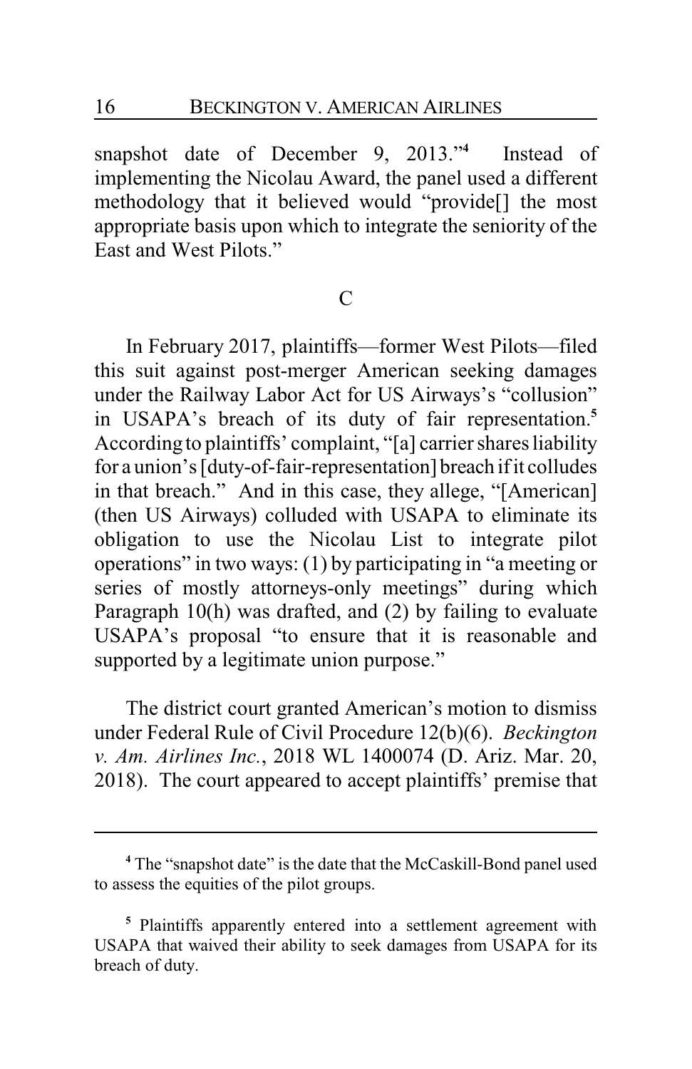snapshot date of December 9, 2013."[4] Instead of implementing the Nicolau Award, the panel used a different methodology that it believed would "provide[] the most appropriate basis upon which to integrate the seniority of the East and West Pilots."

C

In February 2017, plaintiffs—former West Pilots—filed this suit against post-merger American seeking damages under the Railway Labor Act for US Airways's "collusion" in USAPA's breach of its duty of fair representation.[5] According to plaintiffs' complaint, "[a] carrier shares liability for a union's [duty-of-fair-representation] breach if it colludes in that breach." And in this case, they allege, "[American] (then US Airways) colluded with USAPA to eliminate its obligation to use the Nicolau List to integrate pilot operations" in two ways: (1) by participating in "a meeting or series of mostly attorneys-only meetings" during which Paragraph 10(h) was drafted, and (2) by failing to evaluate USAPA's proposal "to ensure that it is reasonable and supported by a legitimate union purpose."

The district court granted American's motion to dismiss under Federal Rule of Civil Procedure 12(b)(6). *Beckington v. Am. Airlines Inc.*, 2018 WL 1400074 (D. Ariz. Mar. 20, 2018). The court appeared to accept plaintiffs' premise that

---

[4] The "snapshot date" is the date that the McCaskill-Bond panel used to assess the equities of the pilot groups.

[5] Plaintiffs apparently entered into a settlement agreement with USAPA that waived their ability to seek damages from USAPA for its breach of duty.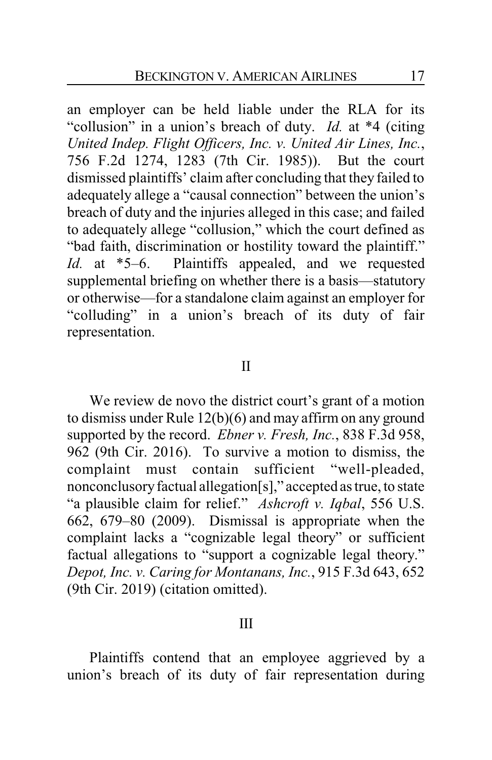an employer can be held liable under the RLA for its "collusion" in a union's breach of duty. *Id.* at *4 (citing *United Indep. Flight Officers, Inc. v. United Air Lines, Inc.*, 756 F.2d 1274, 1283 (7th Cir. 1985)). But the court dismissed plaintiffs' claim after concluding that they failed to adequately allege a "causal connection" between the union's breach of duty and the injuries alleged in this case; and failed to adequately allege "collusion," which the court defined as "bad faith, discrimination or hostility toward the plaintiff." *Id.* at *5–6. Plaintiffs appealed, and we requested supplemental briefing on whether there is a basis—statutory or otherwise—for a standalone claim against an employer for "colluding" in a union's breach of its duty of fair representation.

## II

We review de novo the district court's grant of a motion to dismiss under Rule 12(b)(6) and may affirm on any ground supported by the record. *Ebner v. Fresh, Inc.*, 838 F.3d 958, 962 (9th Cir. 2016). To survive a motion to dismiss, the complaint must contain sufficient "well-pleaded, nonconclusory factual allegation[s]," accepted as true, to state "a plausible claim for relief." *Ashcroft v. Iqbal*, 556 U.S. 662, 679–80 (2009). Dismissal is appropriate when the complaint lacks a "cognizable legal theory" or sufficient factual allegations to "support a cognizable legal theory." *Depot, Inc. v. Caring for Montanans, Inc.*, 915 F.3d 643, 652 (9th Cir. 2019) (citation omitted).

## III

Plaintiffs contend that an employee aggrieved by a union's breach of its duty of fair representation during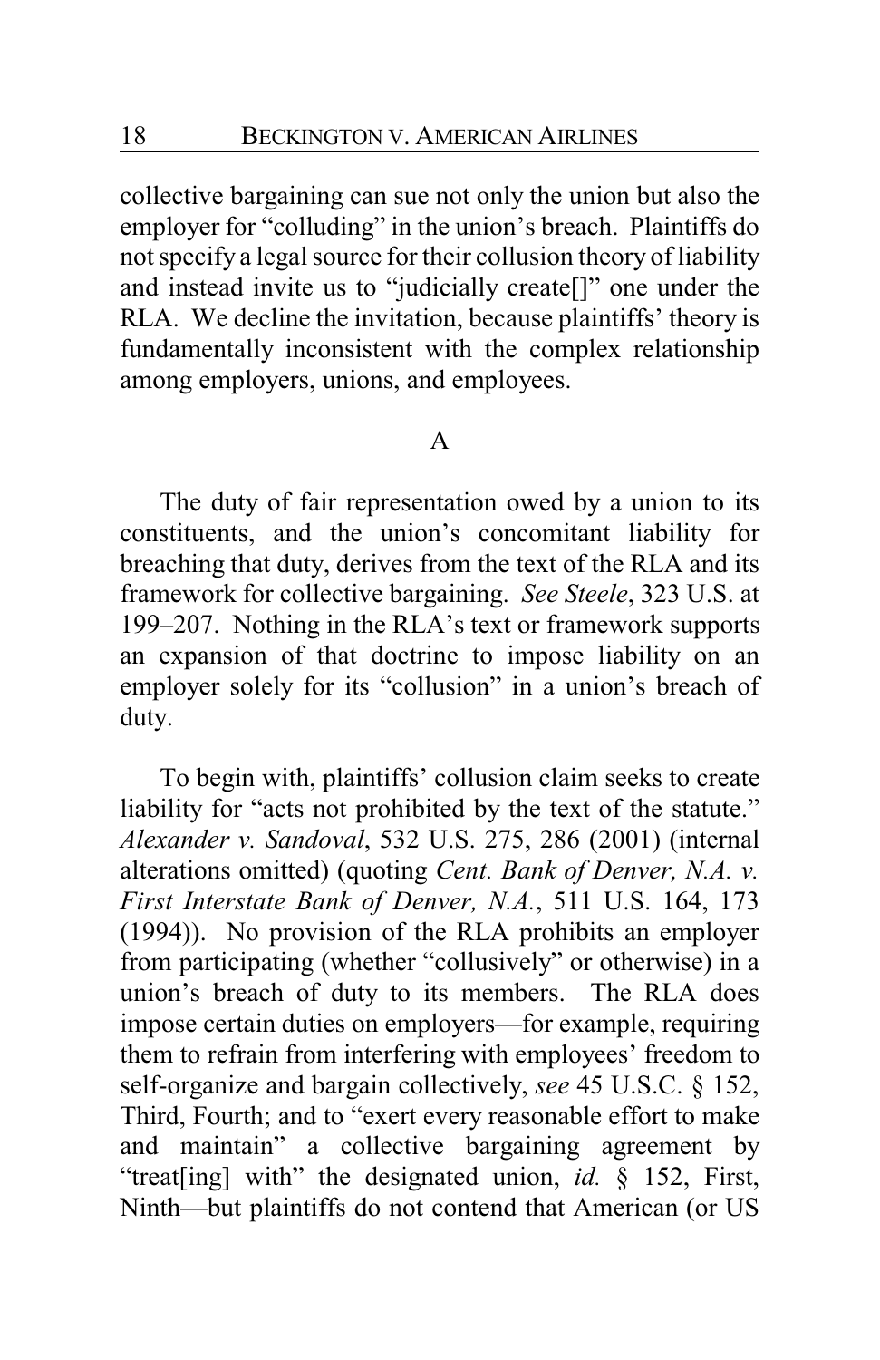collective bargaining can sue not only the union but also the employer for "colluding" in the union's breach. Plaintiffs do not specify a legal source for their collusion theory of liability and instead invite us to "judicially create[]" one under the RLA. We decline the invitation, because plaintiffs' theory is fundamentally inconsistent with the complex relationship among employers, unions, and employees.

## A

The duty of fair representation owed by a union to its constituents, and the union's concomitant liability for breaching that duty, derives from the text of the RLA and its framework for collective bargaining. *See Steele*, 323 U.S. at 199–207. Nothing in the RLA's text or framework supports an expansion of that doctrine to impose liability on an employer solely for its "collusion" in a union's breach of duty.

To begin with, plaintiffs' collusion claim seeks to create liability for "acts not prohibited by the text of the statute." *Alexander v. Sandoval*, 532 U.S. 275, 286 (2001) (internal alterations omitted) (quoting *Cent. Bank of Denver, N.A. v. First Interstate Bank of Denver, N.A.*, 511 U.S. 164, 173 (1994)). No provision of the RLA prohibits an employer from participating (whether "collusively" or otherwise) in a union's breach of duty to its members. The RLA does impose certain duties on employers—for example, requiring them to refrain from interfering with employees' freedom to self-organize and bargain collectively, *see* 45 U.S.C. § 152, Third, Fourth; and to "exert every reasonable effort to make and maintain" a collective bargaining agreement by "treat[ing] with" the designated union, *id.* § 152, First, Ninth—but plaintiffs do not contend that American (or US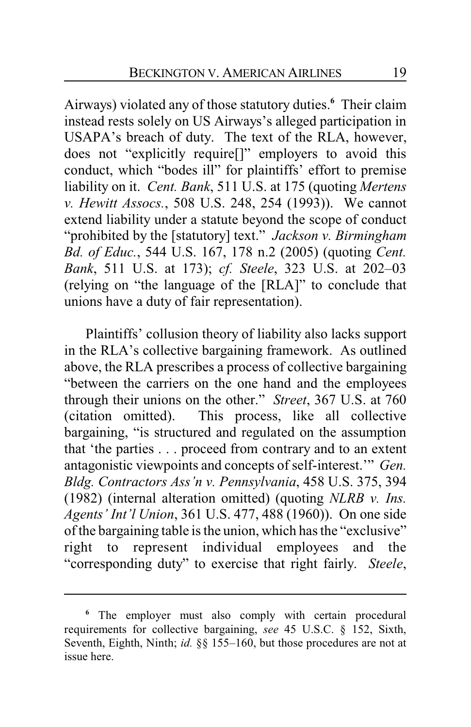Airways) violated any of those statutory duties.[6] Their claim instead rests solely on US Airways's alleged participation in USAPA's breach of duty. The text of the RLA, however, does not "explicitly require[]" employers to avoid this conduct, which "bodes ill" for plaintiffs' effort to premise liability on it. *Cent. Bank*, 511 U.S. at 175 (quoting *Mertens v. Hewitt Assocs.*, 508 U.S. 248, 254 (1993)). We cannot extend liability under a statute beyond the scope of conduct "prohibited by the [statutory] text." *Jackson v. Birmingham Bd. of Educ.*, 544 U.S. 167, 178 n.2 (2005) (quoting *Cent. Bank*, 511 U.S. at 173); *cf. Steele*, 323 U.S. at 202–03 (relying on "the language of the [RLA]" to conclude that unions have a duty of fair representation).

Plaintiffs' collusion theory of liability also lacks support in the RLA's collective bargaining framework. As outlined above, the RLA prescribes a process of collective bargaining "between the carriers on the one hand and the employees through their unions on the other." *Street*, 367 U.S. at 760 (citation omitted). This process, like all collective bargaining, "is structured and regulated on the assumption that 'the parties . . . proceed from contrary and to an extent antagonistic viewpoints and concepts of self-interest.'" *Gen. Bldg. Contractors Ass'n v. Pennsylvania*, 458 U.S. 375, 394 (1982) (internal alteration omitted) (quoting *NLRB v. Ins. Agents' Int'l Union*, 361 U.S. 477, 488 (1960)). On one side of the bargaining table is the union, which has the "exclusive" right to represent individual employees and the "corresponding duty" to exercise that right fairly. *Steele*,

---

[6] The employer must also comply with certain procedural requirements for collective bargaining, *see* 45 U.S.C. § 152, Sixth, Seventh, Eighth, Ninth; *id.* §§ 155–160, but those procedures are not at issue here.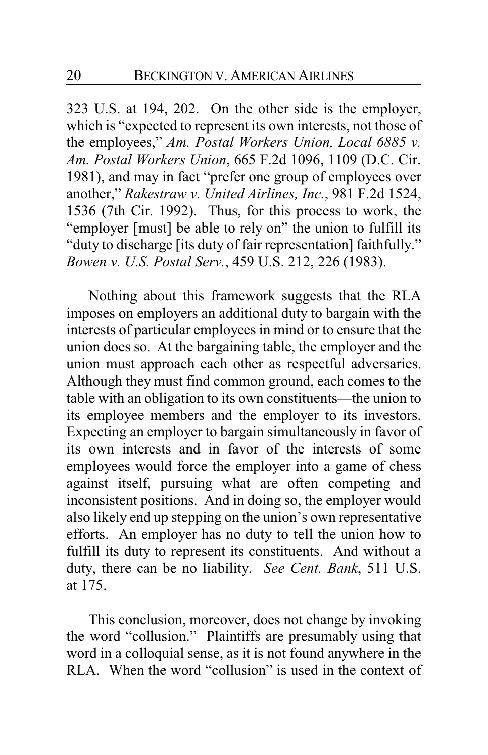323 U.S. at 194, 202. On the other side is the employer, which is "expected to represent its own interests, not those of the employees," *Am. Postal Workers Union, Local 6885 v. Am. Postal Workers Union*, 665 F.2d 1096, 1109 (D.C. Cir. 1981), and may in fact "prefer one group of employees over another," *Rakestraw v. United Airlines, Inc.*, 981 F.2d 1524, 1536 (7th Cir. 1992). Thus, for this process to work, the "employer [must] be able to rely on" the union to fulfill its "duty to discharge [its duty of fair representation] faithfully." *Bowen v. U.S. Postal Serv.*, 459 U.S. 212, 226 (1983).

Nothing about this framework suggests that the RLA imposes on employers an additional duty to bargain with the interests of particular employees in mind or to ensure that the union does so. At the bargaining table, the employer and the union must approach each other as respectful adversaries. Although they must find common ground, each comes to the table with an obligation to its own constituents—the union to its employee members and the employer to its investors. Expecting an employer to bargain simultaneously in favor of its own interests and in favor of the interests of some employees would force the employer into a game of chess against itself, pursuing what are often competing and inconsistent positions. And in doing so, the employer would also likely end up stepping on the union's own representative efforts. An employer has no duty to tell the union how to fulfill its duty to represent its constituents. And without a duty, there can be no liability. *See Cent. Bank*, 511 U.S. at 175.

This conclusion, moreover, does not change by invoking the word "collusion." Plaintiffs are presumably using that word in a colloquial sense, as it is not found anywhere in the RLA. When the word "collusion" is used in the context of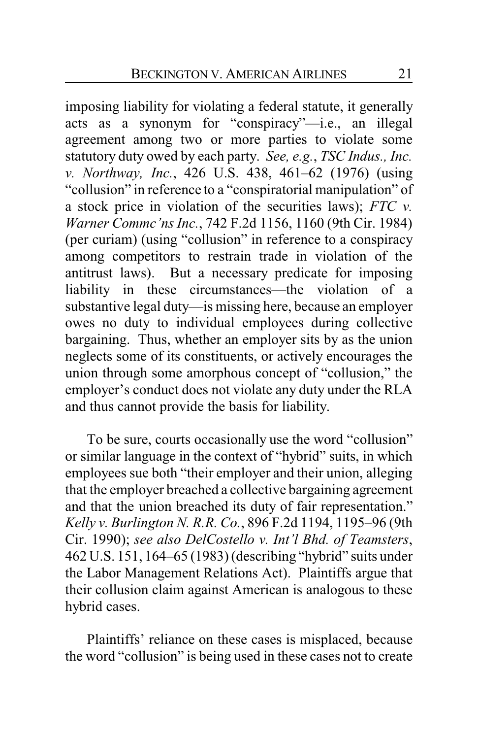imposing liability for violating a federal statute, it generally acts as a synonym for "conspiracy"—i.e., an illegal agreement among two or more parties to violate some statutory duty owed by each party. *See, e.g.*, *TSC Indus., Inc. v. Northway, Inc.*, 426 U.S. 438, 461–62 (1976) (using "collusion" in reference to a "conspiratorial manipulation" of a stock price in violation of the securities laws); *FTC v. Warner Commc'ns Inc.*, 742 F.2d 1156, 1160 (9th Cir. 1984) (per curiam) (using "collusion" in reference to a conspiracy among competitors to restrain trade in violation of the antitrust laws). But a necessary predicate for imposing liability in these circumstances—the violation of a substantive legal duty—is missing here, because an employer owes no duty to individual employees during collective bargaining. Thus, whether an employer sits by as the union neglects some of its constituents, or actively encourages the union through some amorphous concept of "collusion," the employer's conduct does not violate any duty under the RLA and thus cannot provide the basis for liability.

To be sure, courts occasionally use the word "collusion" or similar language in the context of "hybrid" suits, in which employees sue both "their employer and their union, alleging that the employer breached a collective bargaining agreement and that the union breached its duty of fair representation." *Kelly v. Burlington N. R.R. Co.*, 896 F.2d 1194, 1195–96 (9th Cir. 1990); *see also DelCostello v. Int'l Bhd. of Teamsters*, 462 U.S. 151, 164–65 (1983) (describing "hybrid" suits under the Labor Management Relations Act). Plaintiffs argue that their collusion claim against American is analogous to these hybrid cases.

Plaintiffs' reliance on these cases is misplaced, because the word "collusion" is being used in these cases not to create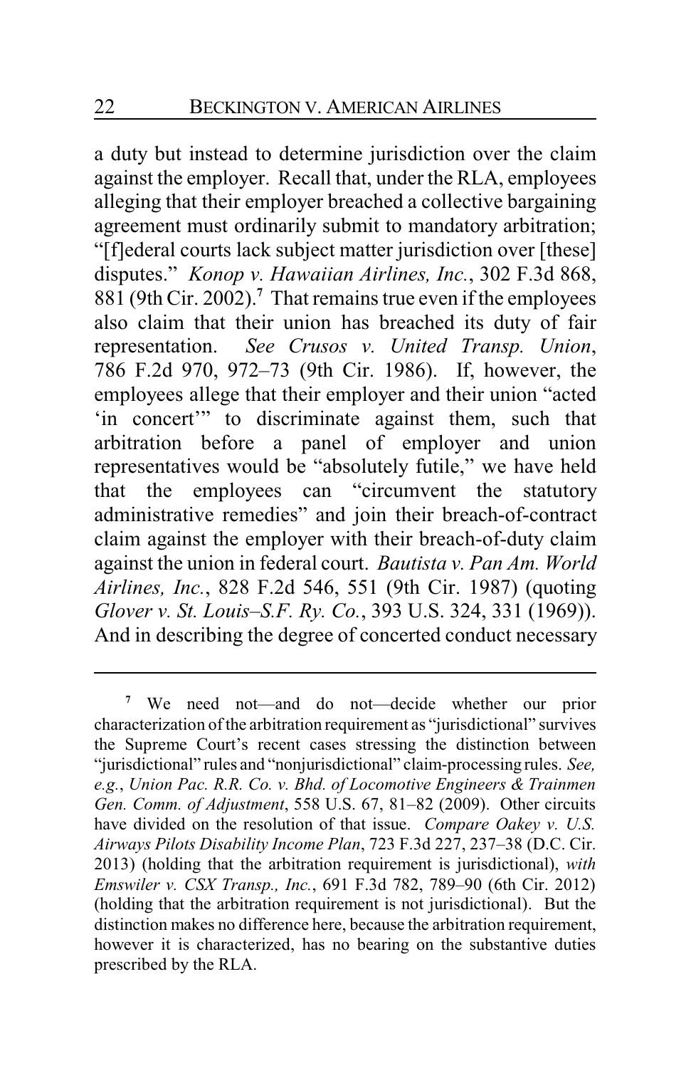a duty but instead to determine jurisdiction over the claim against the employer. Recall that, under the RLA, employees alleging that their employer breached a collective bargaining agreement must ordinarily submit to mandatory arbitration; "[f]ederal courts lack subject matter jurisdiction over [these] disputes." *Konop v. Hawaiian Airlines, Inc.*, 302 F.3d 868, 881 (9th Cir. 2002).[7] That remains true even if the employees also claim that their union has breached its duty of fair representation. *See Crusos v. United Transp. Union*, 786 F.2d 970, 972–73 (9th Cir. 1986). If, however, the employees allege that their employer and their union "acted 'in concert'" to discriminate against them, such that arbitration before a panel of employer and union representatives would be "absolutely futile," we have held that the employees can "circumvent the statutory administrative remedies" and join their breach-of-contract claim against the employer with their breach-of-duty claim against the union in federal court. *Bautista v. Pan Am. World Airlines, Inc.*, 828 F.2d 546, 551 (9th Cir. 1987) (quoting *Glover v. St. Louis–S.F. Ry. Co.*, 393 U.S. 324, 331 (1969)). And in describing the degree of concerted conduct necessary

---

[7] We need not—and do not—decide whether our prior characterization of the arbitration requirement as "jurisdictional" survives the Supreme Court's recent cases stressing the distinction between "jurisdictional" rules and "nonjurisdictional" claim-processing rules. *See, e.g.*, *Union Pac. R.R. Co. v. Bhd. of Locomotive Engineers & Trainmen Gen. Comm. of Adjustment*, 558 U.S. 67, 81–82 (2009). Other circuits have divided on the resolution of that issue. *Compare Oakey v. U.S. Airways Pilots Disability Income Plan*, 723 F.3d 227, 237–38 (D.C. Cir. 2013) (holding that the arbitration requirement is jurisdictional), *with Emswiler v. CSX Transp., Inc.*, 691 F.3d 782, 789–90 (6th Cir. 2012) (holding that the arbitration requirement is not jurisdictional). But the distinction makes no difference here, because the arbitration requirement, however it is characterized, has no bearing on the substantive duties prescribed by the RLA.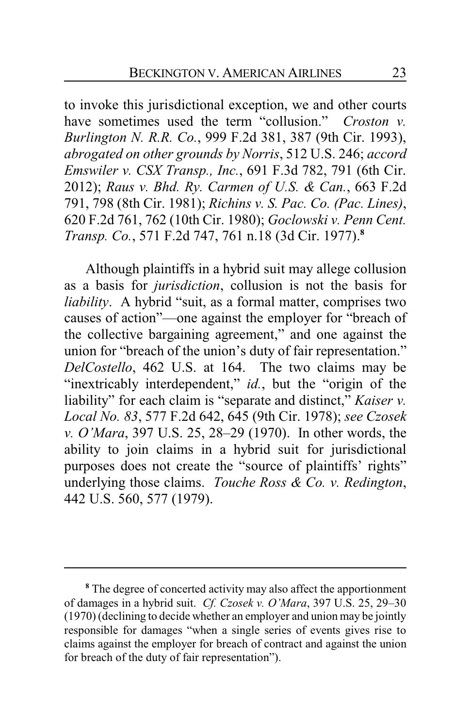to invoke this jurisdictional exception, we and other courts have sometimes used the term "collusion." *Croston v. Burlington N. R.R. Co.*, 999 F.2d 381, 387 (9th Cir. 1993), *abrogated on other grounds by Norris*, 512 U.S. 246; *accord Emswiler v. CSX Transp., Inc.*, 691 F.3d 782, 791 (6th Cir. 2012); *Raus v. Bhd. Ry. Carmen of U.S. & Can.*, 663 F.2d 791, 798 (8th Cir. 1981); *Richins v. S. Pac. Co. (Pac. Lines)*, 620 F.2d 761, 762 (10th Cir. 1980); *Goclowski v. Penn Cent. Transp. Co.*, 571 F.2d 747, 761 n.18 (3d Cir. 1977).[8]

Although plaintiffs in a hybrid suit may allege collusion as a basis for *jurisdiction*, collusion is not the basis for *liability*. A hybrid "suit, as a formal matter, comprises two causes of action"—one against the employer for "breach of the collective bargaining agreement," and one against the union for "breach of the union's duty of fair representation." *DelCostello*, 462 U.S. at 164. The two claims may be "inextricably interdependent," *id.*, but the "origin of the liability" for each claim is "separate and distinct," *Kaiser v. Local No. 83*, 577 F.2d 642, 645 (9th Cir. 1978); *see Czosek v. O'Mara*, 397 U.S. 25, 28–29 (1970). In other words, the ability to join claims in a hybrid suit for jurisdictional purposes does not create the "source of plaintiffs' rights" underlying those claims. *Touche Ross & Co. v. Redington*, 442 U.S. 560, 577 (1979).

---

[8] The degree of concerted activity may also affect the apportionment of damages in a hybrid suit. *Cf. Czosek v. O'Mara*, 397 U.S. 25, 29–30 (1970) (declining to decide whether an employer and union may be jointly responsible for damages "when a single series of events gives rise to claims against the employer for breach of contract and against the union for breach of the duty of fair representation").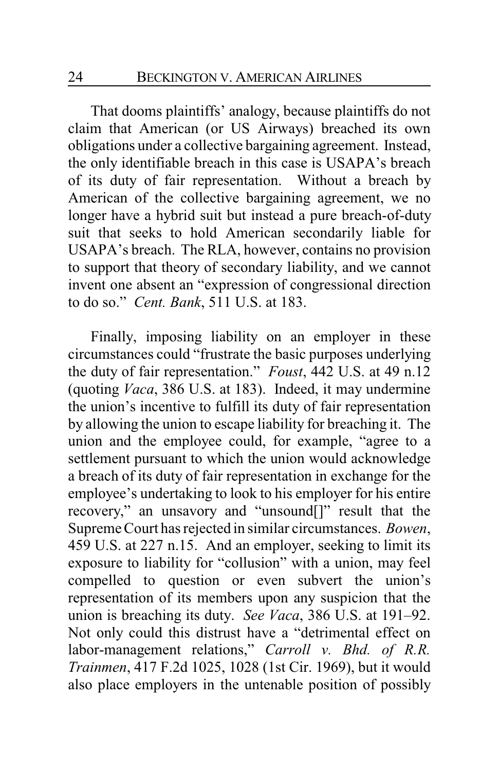That dooms plaintiffs' analogy, because plaintiffs do not claim that American (or US Airways) breached its own obligations under a collective bargaining agreement. Instead, the only identifiable breach in this case is USAPA's breach of its duty of fair representation. Without a breach by American of the collective bargaining agreement, we no longer have a hybrid suit but instead a pure breach-of-duty suit that seeks to hold American secondarily liable for USAPA's breach. The RLA, however, contains no provision to support that theory of secondary liability, and we cannot invent one absent an "expression of congressional direction to do so." *Cent. Bank*, 511 U.S. at 183.

Finally, imposing liability on an employer in these circumstances could "frustrate the basic purposes underlying the duty of fair representation." *Foust*, 442 U.S. at 49 n.12 (quoting *Vaca*, 386 U.S. at 183). Indeed, it may undermine the union's incentive to fulfill its duty of fair representation by allowing the union to escape liability for breaching it. The union and the employee could, for example, "agree to a settlement pursuant to which the union would acknowledge a breach of its duty of fair representation in exchange for the employee's undertaking to look to his employer for his entire recovery," an unsavory and "unsound[]" result that the Supreme Court has rejected in similar circumstances. *Bowen*, 459 U.S. at 227 n.15. And an employer, seeking to limit its exposure to liability for "collusion" with a union, may feel compelled to question or even subvert the union's representation of its members upon any suspicion that the union is breaching its duty. *See Vaca*, 386 U.S. at 191–92. Not only could this distrust have a "detrimental effect on labor-management relations," *Carroll v. Bhd. of R.R. Trainmen*, 417 F.2d 1025, 1028 (1st Cir. 1969), but it would also place employers in the untenable position of possibly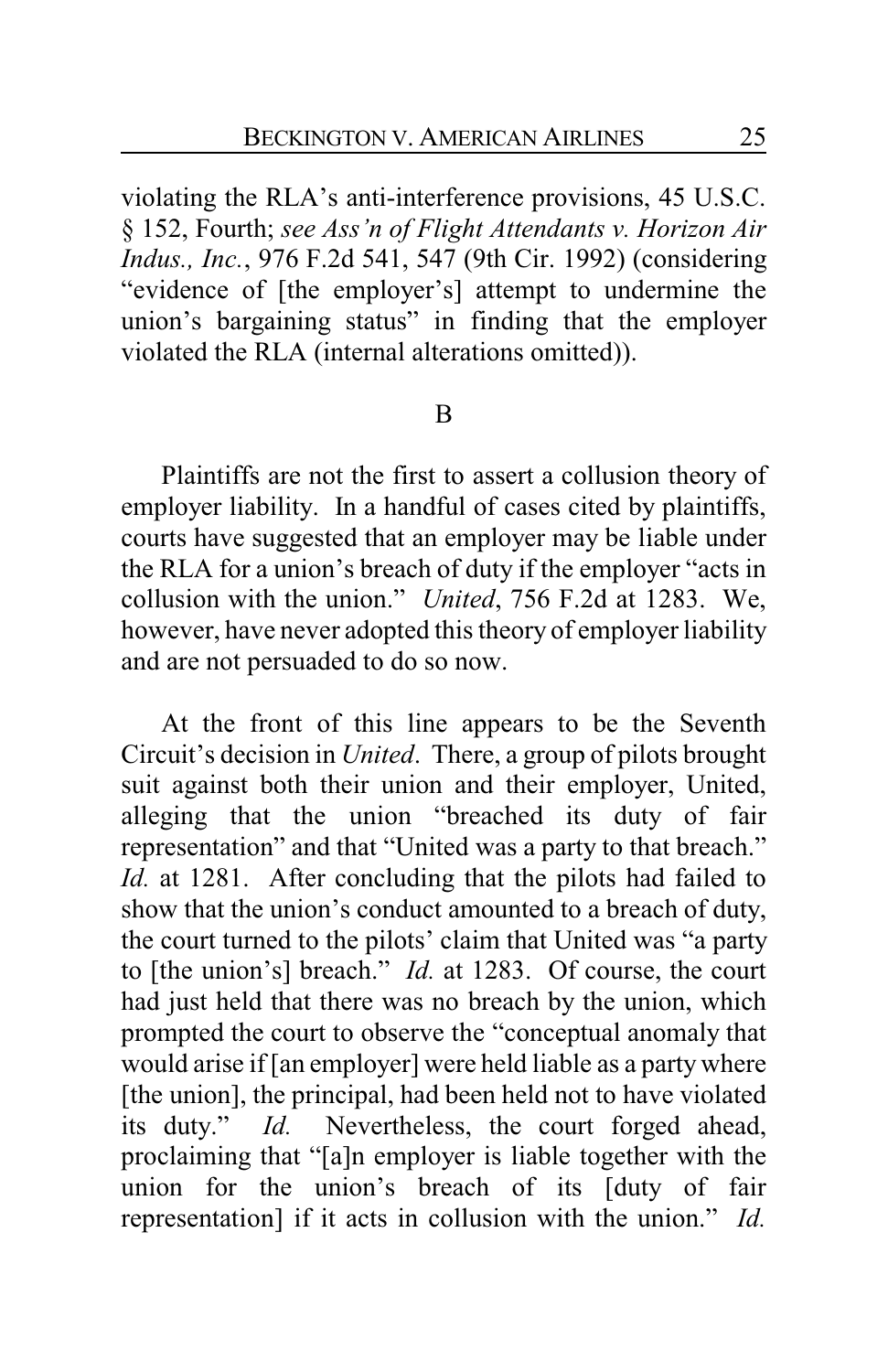violating the RLA's anti-interference provisions, 45 U.S.C. § 152, Fourth; *see Ass'n of Flight Attendants v. Horizon Air Indus., Inc.*, 976 F.2d 541, 547 (9th Cir. 1992) (considering "evidence of [the employer's] attempt to undermine the union's bargaining status" in finding that the employer violated the RLA (internal alterations omitted)).

B

Plaintiffs are not the first to assert a collusion theory of employer liability. In a handful of cases cited by plaintiffs, courts have suggested that an employer may be liable under the RLA for a union's breach of duty if the employer "acts in collusion with the union." *United*, 756 F.2d at 1283. We, however, have never adopted this theory of employer liability and are not persuaded to do so now.

At the front of this line appears to be the Seventh Circuit's decision in *United*. There, a group of pilots brought suit against both their union and their employer, United, alleging that the union "breached its duty of fair representation" and that "United was a party to that breach." *Id.* at 1281. After concluding that the pilots had failed to show that the union's conduct amounted to a breach of duty, the court turned to the pilots' claim that United was "a party to [the union's] breach." *Id.* at 1283. Of course, the court had just held that there was no breach by the union, which prompted the court to observe the "conceptual anomaly that would arise if [an employer] were held liable as a party where [the union], the principal, had been held not to have violated its duty." *Id.* Nevertheless, the court forged ahead, proclaiming that "[a]n employer is liable together with the union for the union's breach of its [duty of fair representation] if it acts in collusion with the union." *Id.*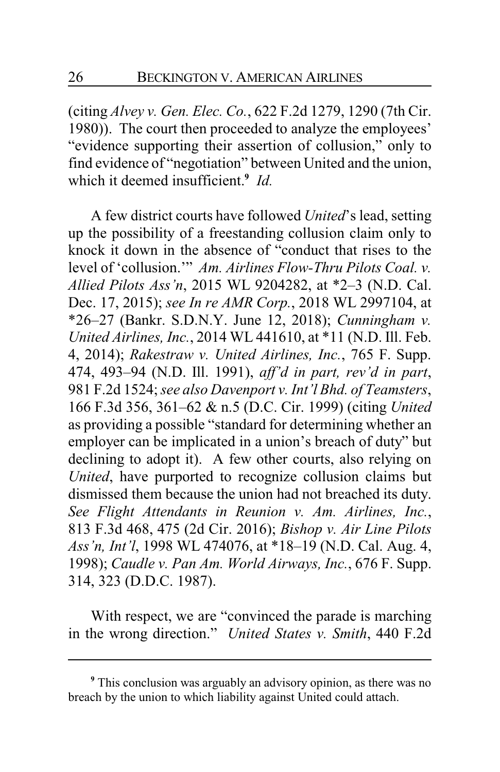(citing *Alvey v. Gen. Elec. Co.*, 622 F.2d 1279, 1290 (7th Cir. 1980)). The court then proceeded to analyze the employees' "evidence supporting their assertion of collusion," only to find evidence of "negotiation" between United and the union, which it deemed insufficient.[9] *Id.*

A few district courts have followed *United*'s lead, setting up the possibility of a freestanding collusion claim only to knock it down in the absence of "conduct that rises to the level of 'collusion.'" *Am. Airlines Flow-Thru Pilots Coal. v. Allied Pilots Ass'n*, 2015 WL 9204282, at *2–3 (N.D. Cal. Dec. 17, 2015); *see In re AMR Corp.*, 2018 WL 2997104, at *26–27 (Bankr. S.D.N.Y. June 12, 2018); *Cunningham v. United Airlines, Inc.*, 2014 WL 441610, at *11 (N.D. Ill. Feb. 4, 2014); *Rakestraw v. United Airlines, Inc.*, 765 F. Supp. 474, 493–94 (N.D. Ill. 1991), *aff'd in part, rev'd in part*, 981 F.2d 1524; *see also Davenport v. Int'l Bhd. of Teamsters*, 166 F.3d 356, 361–62 & n.5 (D.C. Cir. 1999) (citing *United* as providing a possible "standard for determining whether an employer can be implicated in a union's breach of duty" but declining to adopt it). A few other courts, also relying on *United*, have purported to recognize collusion claims but dismissed them because the union had not breached its duty. *See Flight Attendants in Reunion v. Am. Airlines, Inc.*, 813 F.3d 468, 475 (2d Cir. 2016); *Bishop v. Air Line Pilots Ass'n, Int'l*, 1998 WL 474076, at *18–19 (N.D. Cal. Aug. 4, 1998); *Caudle v. Pan Am. World Airways, Inc.*, 676 F. Supp. 314, 323 (D.D.C. 1987).

With respect, we are "convinced the parade is marching in the wrong direction." *United States v. Smith*, 440 F.2d

---

[9] This conclusion was arguably an advisory opinion, as there was no breach by the union to which liability against United could attach.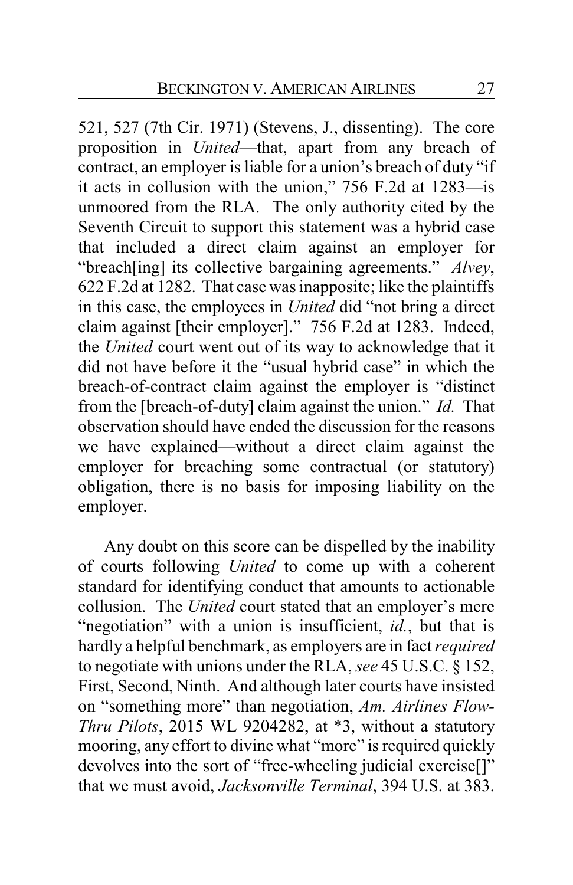521, 527 (7th Cir. 1971) (Stevens, J., dissenting). The core proposition in *United*—that, apart from any breach of contract, an employer is liable for a union's breach of duty "if it acts in collusion with the union," 756 F.2d at 1283—is unmoored from the RLA. The only authority cited by the Seventh Circuit to support this statement was a hybrid case that included a direct claim against an employer for "breach[ing] its collective bargaining agreements." *Alvey*, 622 F.2d at 1282. That case was inapposite; like the plaintiffs in this case, the employees in *United* did "not bring a direct claim against [their employer]." 756 F.2d at 1283. Indeed, the *United* court went out of its way to acknowledge that it did not have before it the "usual hybrid case" in which the breach-of-contract claim against the employer is "distinct from the [breach-of-duty] claim against the union." *Id.* That observation should have ended the discussion for the reasons we have explained—without a direct claim against the employer for breaching some contractual (or statutory) obligation, there is no basis for imposing liability on the employer.

Any doubt on this score can be dispelled by the inability of courts following *United* to come up with a coherent standard for identifying conduct that amounts to actionable collusion. The *United* court stated that an employer's mere "negotiation" with a union is insufficient, *id.*, but that is hardly a helpful benchmark, as employers are in fact *required* to negotiate with unions under the RLA, *see* 45 U.S.C. § 152, First, Second, Ninth. And although later courts have insisted on "something more" than negotiation, *Am. Airlines Flow-Thru Pilots*, 2015 WL 9204282, at *3, without a statutory mooring, any effort to divine what "more" is required quickly devolves into the sort of "free-wheeling judicial exercise[]" that we must avoid, *Jacksonville Terminal*, 394 U.S. at 383.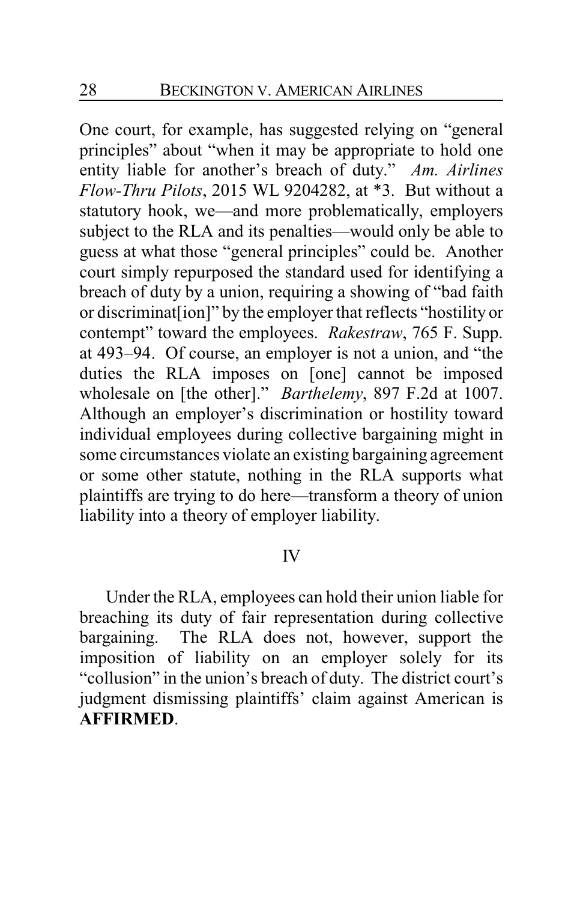One court, for example, has suggested relying on "general principles" about "when it may be appropriate to hold one entity liable for another's breach of duty." *Am. Airlines Flow-Thru Pilots*, 2015 WL 9204282, at *3. But without a statutory hook, we—and more problematically, employers subject to the RLA and its penalties—would only be able to guess at what those "general principles" could be. Another court simply repurposed the standard used for identifying a breach of duty by a union, requiring a showing of "bad faith or discriminat[ion]" by the employer that reflects "hostility or contempt" toward the employees. *Rakestraw*, 765 F. Supp. at 493–94. Of course, an employer is not a union, and "the duties the RLA imposes on [one] cannot be imposed wholesale on [the other]." *Barthelemy*, 897 F.2d at 1007. Although an employer's discrimination or hostility toward individual employees during collective bargaining might in some circumstances violate an existing bargaining agreement or some other statute, nothing in the RLA supports what plaintiffs are trying to do here—transform a theory of union liability into a theory of employer liability.

## IV

Under the RLA, employees can hold their union liable for breaching its duty of fair representation during collective bargaining. The RLA does not, however, support the imposition of liability on an employer solely for its "collusion" in the union's breach of duty. The district court's judgment dismissing plaintiffs' claim against American is **AFFIRMED**.